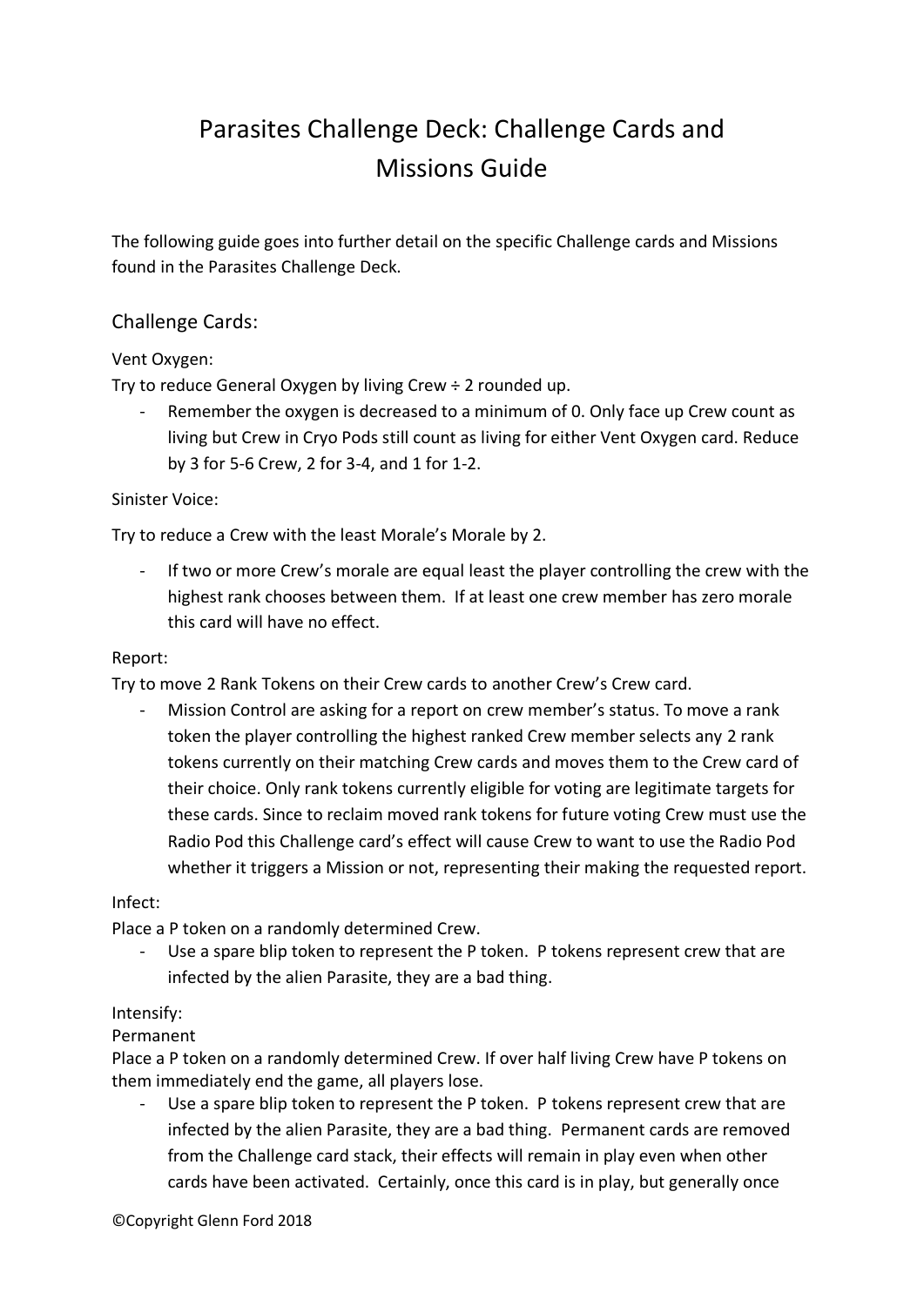# Parasites Challenge Deck: Challenge Cards and Missions Guide

The following guide goes into further detail on the specific Challenge cards and Missions found in the Parasites Challenge Deck.

## Challenge Cards:

Vent Oxygen:

Try to reduce General Oxygen by living Crew ÷ 2 rounded up.

- Remember the oxygen is decreased to a minimum of 0. Only face up Crew count as living but Crew in Cryo Pods still count as living for either Vent Oxygen card. Reduce by 3 for 5-6 Crew, 2 for 3-4, and 1 for 1-2.

Sinister Voice:

Try to reduce a Crew with the least Morale's Morale by 2.

- If two or more Crew's morale are equal least the player controlling the crew with the highest rank chooses between them. If at least one crew member has zero morale this card will have no effect.

Report:

Try to move 2 Rank Tokens on their Crew cards to another Crew's Crew card.

- Mission Control are asking for a report on crew member's status. To move a rank token the player controlling the highest ranked Crew member selects any 2 rank tokens currently on their matching Crew cards and moves them to the Crew card of their choice. Only rank tokens currently eligible for voting are legitimate targets for these cards. Since to reclaim moved rank tokens for future voting Crew must use the Radio Pod this Challenge card's effect will cause Crew to want to use the Radio Pod whether it triggers a Mission or not, representing their making the requested report.

Infect:

Place a P token on a randomly determined Crew.

- Use a spare blip token to represent the P token. P tokens represent crew that are infected by the alien Parasite, they are a bad thing.

Intensify:

Permanent

Place a P token on a randomly determined Crew. If over half living Crew have P tokens on them immediately end the game, all players lose.

- Use a spare blip token to represent the P token. P tokens represent crew that are infected by the alien Parasite, they are a bad thing. Permanent cards are removed from the Challenge card stack, their effects will remain in play even when other cards have been activated. Certainly, once this card is in play, but generally once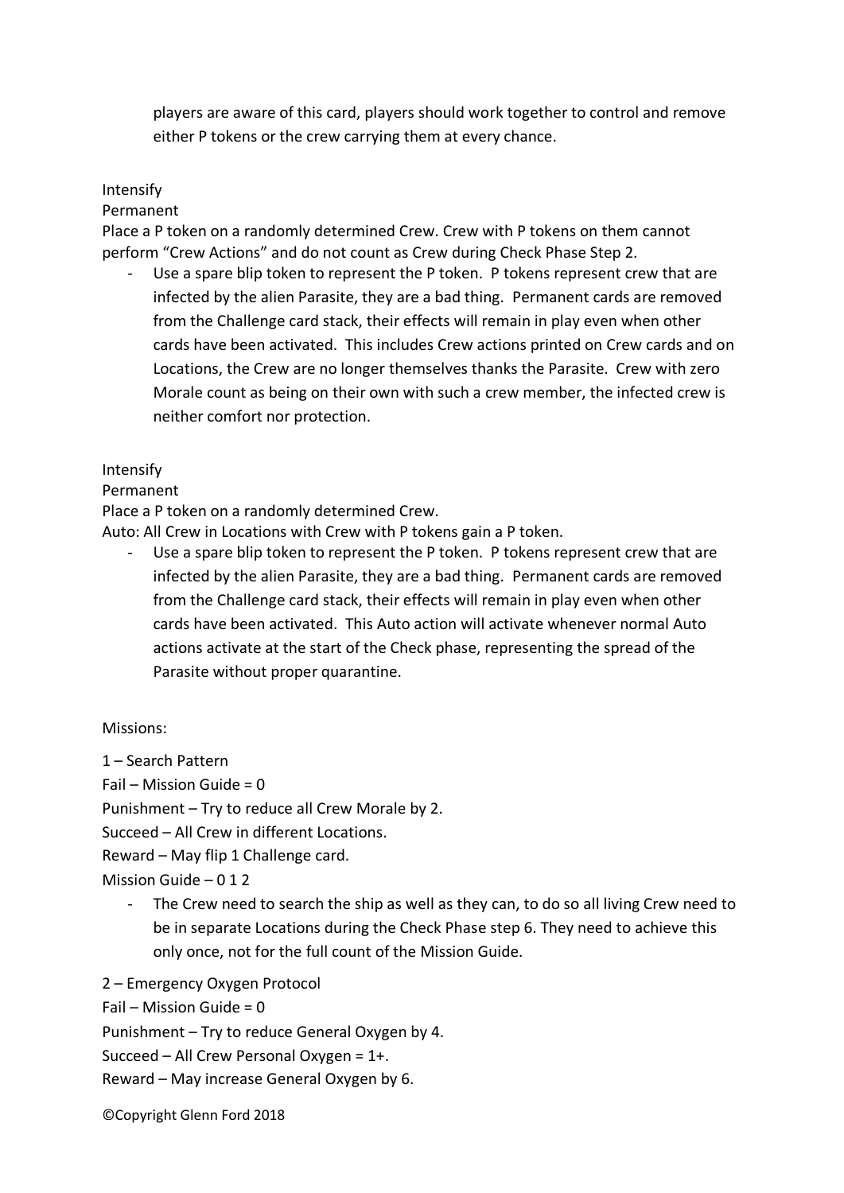players are aware of this card, players should work together to control and remove either P tokens or the crew carrying them at every chance.

Intensify

Permanent

Place a P token on a randomly determined Crew. Crew with P tokens on them cannot perform "Crew Actions" and do not count as Crew during Check Phase Step 2.

- Use a spare blip token to represent the P token. P tokens represent crew that are infected by the alien Parasite, they are a bad thing. Permanent cards are removed from the Challenge card stack, their effects will remain in play even when other cards have been activated. This includes Crew actions printed on Crew cards and on Locations, the Crew are no longer themselves thanks the Parasite. Crew with zero Morale count as being on their own with such a crew member, the infected crew is neither comfort nor protection.

Intensify

Permanent

Place a P token on a randomly determined Crew.

Auto: All Crew in Locations with Crew with P tokens gain a P token.

- Use a spare blip token to represent the P token. P tokens represent crew that are infected by the alien Parasite, they are a bad thing. Permanent cards are removed from the Challenge card stack, their effects will remain in play even when other cards have been activated. This Auto action will activate whenever normal Auto actions activate at the start of the Check phase, representing the spread of the Parasite without proper quarantine.

Missions:

1 – Search Pattern

Fail – Mission Guide = 0

Punishment – Try to reduce all Crew Morale by 2.

Succeed – All Crew in different Locations.

Reward – May flip 1 Challenge card.

Mission Guide – 0 1 2

- The Crew need to search the ship as well as they can, to do so all living Crew need to be in separate Locations during the Check Phase step 6. They need to achieve this only once, not for the full count of the Mission Guide.

2 – Emergency Oxygen Protocol

Fail – Mission Guide = 0

Punishment – Try to reduce General Oxygen by 4.

Succeed – All Crew Personal Oxygen = 1+.

Reward – May increase General Oxygen by 6.

©Copyright Glenn Ford 2018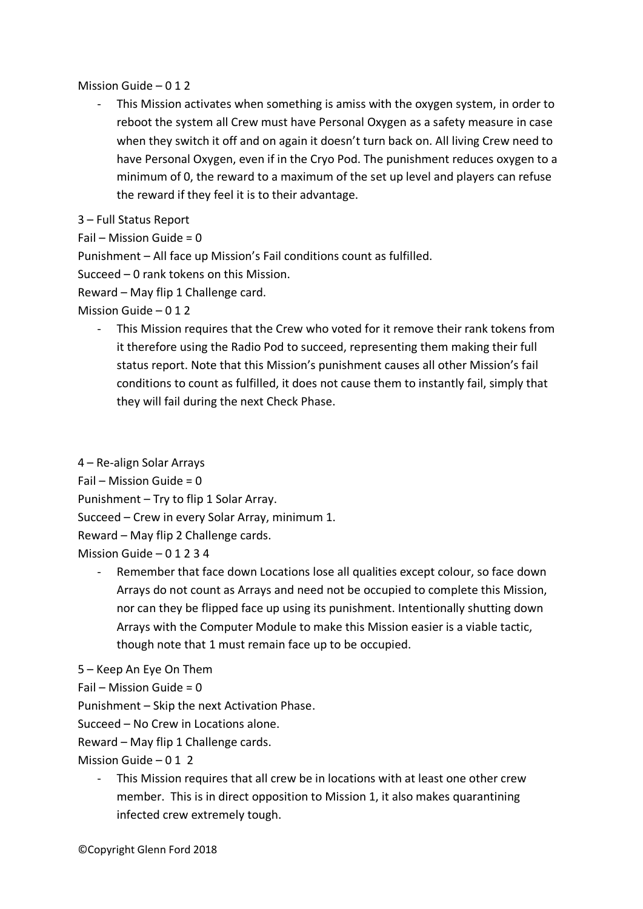Mission Guide – 0 1 2

- This Mission activates when something is amiss with the oxygen system, in order to reboot the system all Crew must have Personal Oxygen as a safety measure in case when they switch it off and on again it doesn't turn back on. All living Crew need to have Personal Oxygen, even if in the Cryo Pod. The punishment reduces oxygen to a minimum of 0, the reward to a maximum of the set up level and players can refuse the reward if they feel it is to their advantage.

3 – Full Status Report

Fail – Mission Guide = 0

Punishment – All face up Mission's Fail conditions count as fulfilled.

Succeed – 0 rank tokens on this Mission.

Reward – May flip 1 Challenge card.

Mission Guide – 0 1 2

- This Mission requires that the Crew who voted for it remove their rank tokens from it therefore using the Radio Pod to succeed, representing them making their full status report. Note that this Mission's punishment causes all other Mission's fail conditions to count as fulfilled, it does not cause them to instantly fail, simply that they will fail during the next Check Phase.

4 – Re-align Solar Arrays

Fail – Mission Guide = 0

Punishment – Try to flip 1 Solar Array.

Succeed – Crew in every Solar Array, minimum 1.

Reward – May flip 2 Challenge cards.

Mission Guide – 0 1 2 3 4

- Remember that face down Locations lose all qualities except colour, so face down Arrays do not count as Arrays and need not be occupied to complete this Mission, nor can they be flipped face up using its punishment. Intentionally shutting down Arrays with the Computer Module to make this Mission easier is a viable tactic, though note that 1 must remain face up to be occupied.

5 – Keep An Eye On Them

Fail – Mission Guide = 0

Punishment – Skip the next Activation Phase.

Succeed – No Crew in Locations alone.

Reward – May flip 1 Challenge cards.

Mission Guide – 0 1 2

- This Mission requires that all crew be in locations with at least one other crew member. This is in direct opposition to Mission 1, it also makes quarantining infected crew extremely tough.

©Copyright Glenn Ford 2018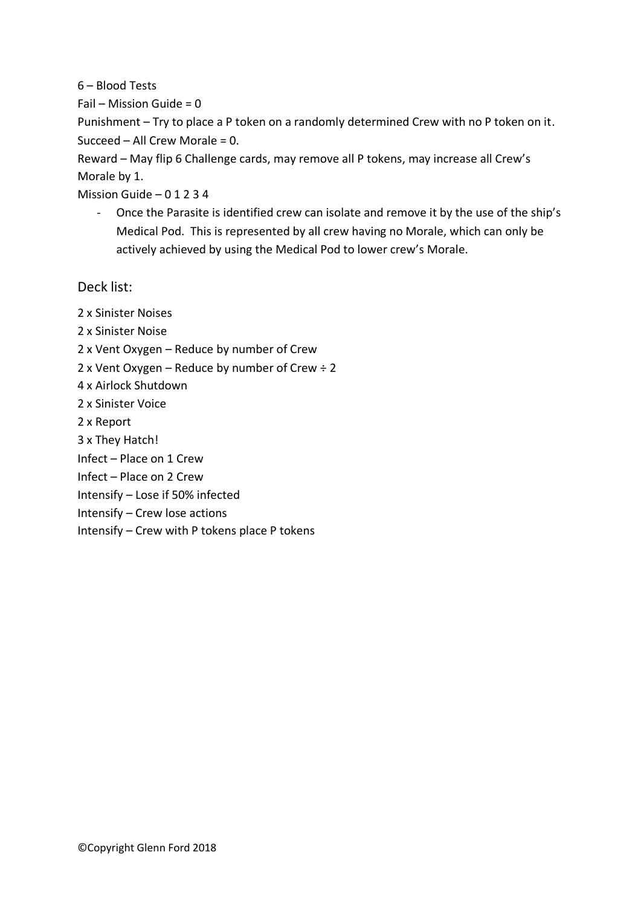6 – Blood Tests

Fail – Mission Guide = 0

Punishment – Try to place a P token on a randomly determined Crew with no P token on it.

Succeed – All Crew Morale = 0.

Reward – May flip 6 Challenge cards, may remove all P tokens, may increase all Crew's Morale by 1.

Mission Guide – 0 1 2 3 4

- Once the Parasite is identified crew can isolate and remove it by the use of the ship's Medical Pod. This is represented by all crew having no Morale, which can only be actively achieved by using the Medical Pod to lower crew's Morale.

## Deck list:

2 x Sinister Noises

2 x Sinister Noise

2 x Vent Oxygen – Reduce by number of Crew

2 x Vent Oxygen – Reduce by number of Crew ÷ 2

4 x Airlock Shutdown

2 x Sinister Voice

2 x Report

3 x They Hatch!

Infect – Place on 1 Crew

Infect – Place on 2 Crew

Intensify – Lose if 50% infected

Intensify – Crew lose actions

Intensify – Crew with P tokens place P tokens

©Copyright Glenn Ford 2018